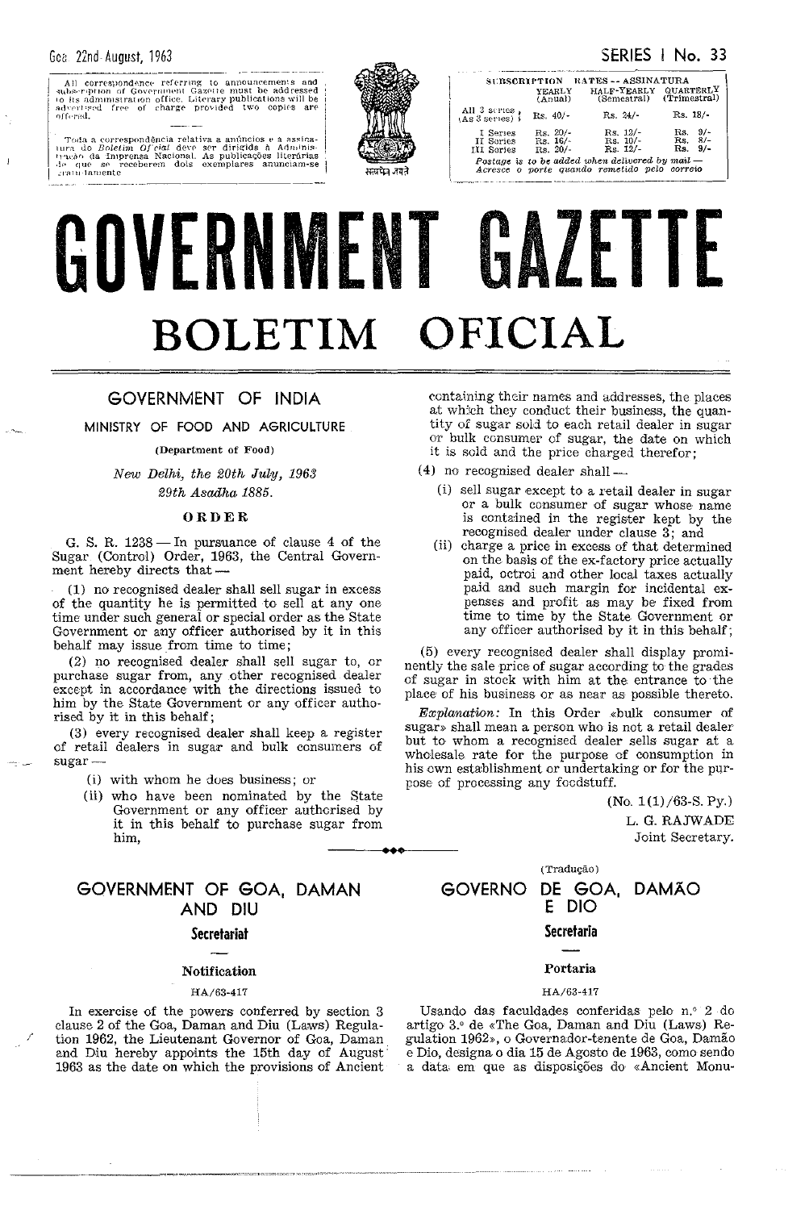Goa 22nd August, 1963

SERIES I No. 33

All correspondence referring to announcements and subscription of Government Gazette must be addressed to its administration office. Literary publications will be advertised free of charge provided two copies are offered.

Toda a correspondência relativa a anúncios e à assinatura do *Boletim Oficial* deve ser dirigida à Administração da Imprensa Nacional. As publicações literárias de que se receberem dois exemplares anunciam-se gratuitamente.

| SUBSCRIPTION RATES — ASSINATURA | YEARLY (Anual) | HALF-YEARLY (Semestral) | QUARTERLY (Trimestral) |
|---|---|---|---|
| All 3 series (As 3 series) | Rs. 40/- | Rs. 24/- | Rs. 18/- |
| I Series | Rs. 20/- | Rs. 12/- | Rs. 9/- |
| II Series | Rs. 16/- | Rs. 10/- | Rs. 8/- |
| III Series | Rs. 20/- | Rs. 12/- | Rs. 9/- |

*Postage is to be added when delivered by mail — Acresce o porte quando remetido pelo correio*

# GOVERNMENT GAZETTE

# BOLETIM OFICIAL

## GOVERNMENT OF INDIA

### MINISTRY OF FOOD AND AGRICULTURE

**(Department of Food)**

*New Delhi, the 20th July, 1963*
*29th Asadha 1885.*

### ORDER

G. S. R. 1238 — In pursuance of clause 4 of the Sugar (Control) Order, 1963, the Central Government hereby directs that —

(1) no recognised dealer shall sell sugar in excess of the quantity he is permitted to sell at any one time under such general or special order as the State Government or any officer authorised by it in this behalf may issue from time to time;

(2) no recognised dealer shall sell sugar to, or purchase sugar from, any other recognised dealer except in accordance with the directions issued to him by the State Government or any officer authorised by it in this behalf;

(3) every recognised dealer shall keep a register of retail dealers in sugar and bulk consumers of sugar —

(i) with whom he does business; or

(ii) who have been nominated by the State Government or any officer authorised by it in this behalf to purchase sugar from him,

containing their names and addresses, the places at which they conduct their business, the quantity of sugar sold to each retail dealer in sugar or bulk consumer of sugar, the date on which it is sold and the price charged therefor;

(4) no recognised dealer shall —

(i) sell sugar except to a retail dealer in sugar or a bulk consumer of sugar whose name is contained in the register kept by the recognised dealer under clause 3; and

(ii) charge a price in excess of that determined on the basis of the ex-factory price actually paid, octroi and other local taxes actually paid and such margin for incidental expenses and profit as may be fixed from time to time by the State Government or any officer authorised by it in this behalf;

(5) every recognised dealer shall display prominently the sale price of sugar according to the grades of sugar in stock with him at the entrance to the place of his business or as near as possible thereto.

*Explanation:* In this Order «bulk consumer of sugar» shall mean a person who is not a retail dealer but to whom a recognised dealer sells sugar at a wholesale rate for the purpose of consumption in his own establishment or undertaking or for the purpose of processing any foodstuff.

(No. 1(1)/63-S. Py.)

L. G. RAJWADE
Joint Secretary.

---

## GOVERNMENT OF GOA, DAMAN AND DIU

### Secretariat

#### Notification

HA/63-417

In exercise of the powers conferred by section 3 clause 2 of the Goa, Daman and Diu (Laws) Regulation 1962, the Lieutenant Governor of Goa, Daman and Diu hereby appoints the 15th day of August 1963 as the date on which the provisions of Ancient

(Tradução)

## GOVERNO DE GOA, DAMÃO E DIO

### Secretaria

#### Portaria

HA/63-417

Usando das faculdades conferidas pelo n.º 2 do artigo 3.º de «The Goa, Daman and Diu (Laws) Regulation 1962», o Governador-tenente de Goa, Damão e Dio, designa o dia 15 de Agosto de 1963, como sendo a data em que as disposições do «Ancient Monu-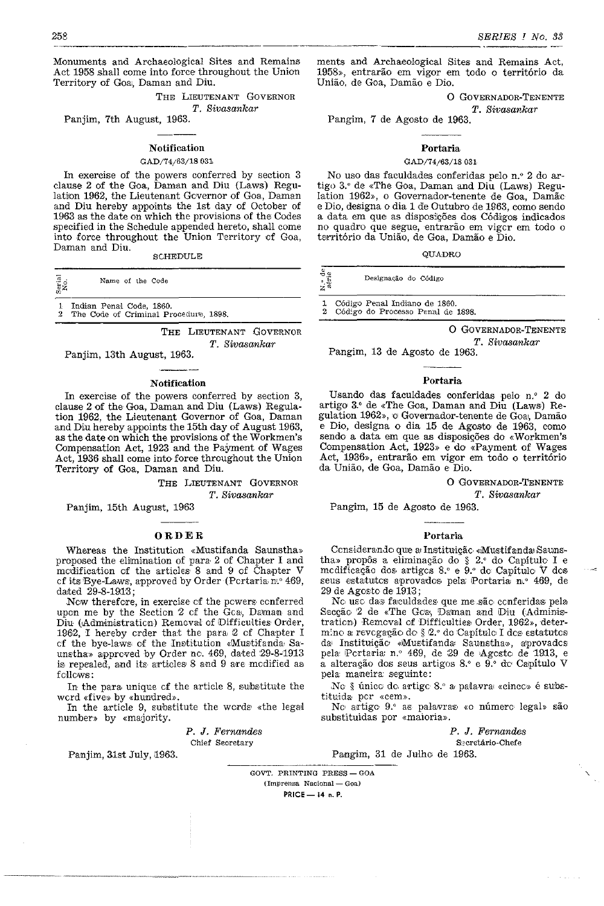Monuments and Archaeological Sites and Remains Act 1958 shall come into force throughout the Union Territory of Goa, Daman and Diu.

THE LIEUTENANT GOVERNOR
*T. Sivasankar*

Panjim, 7th August, 1963.

### Notification

GAD/74/63/18 031

In exercise of the powers conferred by section 3 clause 2 of the Goa, Daman and Diu (Laws) Regulation 1962, the Lieutenant Governor of Goa, Daman and Diu hereby appoints the 1st day of October of 1963 as the date on which the provisions of the Codes specified in the Schedule appended hereto, shall come into force throughout the Union Territory of Goa, Daman and Diu.

SCHEDULE

| Serial No. | Name of the Code |
|---|---|
| 1 | Indian Penal Code, 1860. |
| 2 | The Code of Criminal Procedure, 1898. |

THE LIEUTENANT GOVERNOR
*T. Sivasankar*

Panjim, 13th August, 1963.

### Notification

In exercise of the powers conferred by section 3, clause 2 of the Goa, Daman and Diu (Laws) Regulation 1962, the Lieutenant Governor of Goa, Daman and Diu hereby appoints the 15th day of August 1963, as the date on which the provisions of the Workmen's Compensation Act, 1923 and the Payment of Wages Act, 1936 shall come into force throughout the Union Territory of Goa, Daman and Diu.

THE LIEUTENANT GOVERNOR
*T. Sivasankar*

Panjim, 15th August, 1963

### ORDER

Whereas the Institution «Mustifanda Saunstha» proposed the elimination of para 2 of Chapter I and modification of the articles 8 and 9 of Chapter V of its Bye-Laws, approved by Order (Portaria n.º 469, dated 29-8-1913;

Now therefore, in exercise of the powers conferred upon me by the Section 2 of the Goa, Daman and Diu (Administration) Removal of Difficulties Order, 1962, I hereby order that the para 2 of Chapter I of the bye-laws of the Institution «Mustifanda Saunstha» approved by Order no. 469, dated 29-8-1913 is repealed, and its articles 8 and 9 are modified as follows:

In the para unique of the article 8, substitute the word «five» by «hundred».

In the article 9, substitute the words «the legal number» by «majority.

*P. J. Fernandes*
Chief Secretary

Panjim, 31st July, 1963.

ments and Archaeological Sites and Remains Act, 1958», entrarão em vigor em todo o território da União, de Goa, Damão e Dio.

O GOVERNADOR-TENENTE
*T. Sivasankar*

Pangim, 7 de Agosto de 1963.

### Portaria

GAD/74/63/18 031

No uso das faculdades conferidas pelo n.º 2 do artigo 3.º de «The Goa, Daman and Diu (Laws) Regulation 1962», o Governador-tenente de Goa, Damão e Dio, designa o dia 1 de Outubro de 1963, como sendo a data em que as disposições dos Códigos indicados no quadro que segue, entrarão em vigor em todo o território da União, de Goa, Damão e Dio.

QUADRO

| N.º de série | Designação do Código |
|---|---|
| 1 | Código Penal Indiano de 1860. |
| 2 | Código do Processo Penal de 1898. |

O GOVERNADOR-TENENTE
*T. Sivasankar*

Pangim, 13 de Agosto de 1963.

### Portaria

Usando das faculdades conferidas pelo n.º 2 do artigo 3.º de «The Goa, Daman and Diu (Laws) Regulation 1962», o Governador-tenente de Goa, Damão e Dio, designa o dia 15 de Agosto de 1963, como sendo a data em que as disposições do «Workmen's Compensation Act, 1923» e do «Payment of Wages Act, 1936», entrarão em vigor em todo o território da União, de Goa, Damão e Dio.

O GOVERNADOR-TENENTE
*T. Sivasankar*

Pangim, 15 de Agosto de 1963.

### Portaria

Considerando que a Instituição «Mustifanda Saunstha» propôs a eliminação do § 2.º do Capítulo I e modificação dos artigos 8.º e 9.º do Capítulo V dos seus estatutos aprovados pela Portaria n.º 469, de 29 de Agosto de 1913;

No uso das faculdades que me são conferidas pela Secção 2 de «The Goa, Daman and Diu (Administration) Removal of Difficulties Order, 1962», determino a revogação do § 2.º do Capítulo I dos estatutos da Instituição «Mustifanda Saunstha», aprovados pela Portaria n.º 469, de 29 de Agosto de 1913, e a alteração dos seus artigos 8.º e 9.º do Capítulo V pela maneira seguinte:

No § único do artigo 8.º a palavra «cinco» é substituída por «cem».

No artigo 9.º as palavras «o número legal» são substituídas por «maioria».

*P. J. Fernandes*
Secretário-Chefe

Pangim, 31 de Julho de 1963.

GOVT. PRINTING PRESS — GOA
(Imprensa Nacional — Goa)
**PRICE — 14 n. P.**